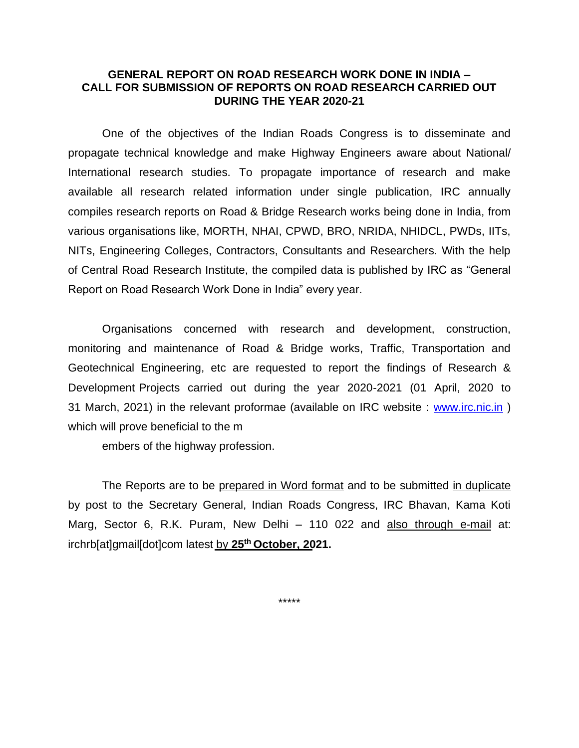**GENERAL REPORT ON ROAD RESEARCH WORK DONE IN INDIA – CALL FOR SUBMISSION OF REPORTS ON ROAD RESEARCH CARRIED OUT DURING THE YEAR 2020-21**

One of the objectives of the Indian Roads Congress is to disseminate and propagate technical knowledge and make Highway Engineers aware about National/ International research studies. To propagate importance of research and make available all research related information under single publication, IRC annually compiles research reports on Road & Bridge Research works being done in India, from various organisations like, MORTH, NHAI, CPWD, BRO, NRIDA, NHIDCL, PWDs, IITs, NITs, Engineering Colleges, Contractors, Consultants and Researchers. With the help of Central Road Research Institute, the compiled data is published by IRC as "General Report on Road Research Work Done in India" every year.

Organisations concerned with research and development, construction, monitoring and maintenance of Road & Bridge works, Traffic, Transportation and Geotechnical Engineering, etc are requested to report the findings of Research & Development Projects carried out during the year 2020-2021 (01 April, 2020 to 31 March, 2021) in the relevant proformae (available on IRC website : www.irc.nic.in ) which will prove beneficial to the m

embers of the highway profession.

The Reports are to be prepared in Word format and to be submitted in duplicate by post to the Secretary General, Indian Roads Congress, IRC Bhavan, Kama Koti Marg, Sector 6, R.K. Puram, New Delhi – 110 022 and also through e-mail at: irchrb[at]gmail[dot]com latest by **25th October, 2021.**

*****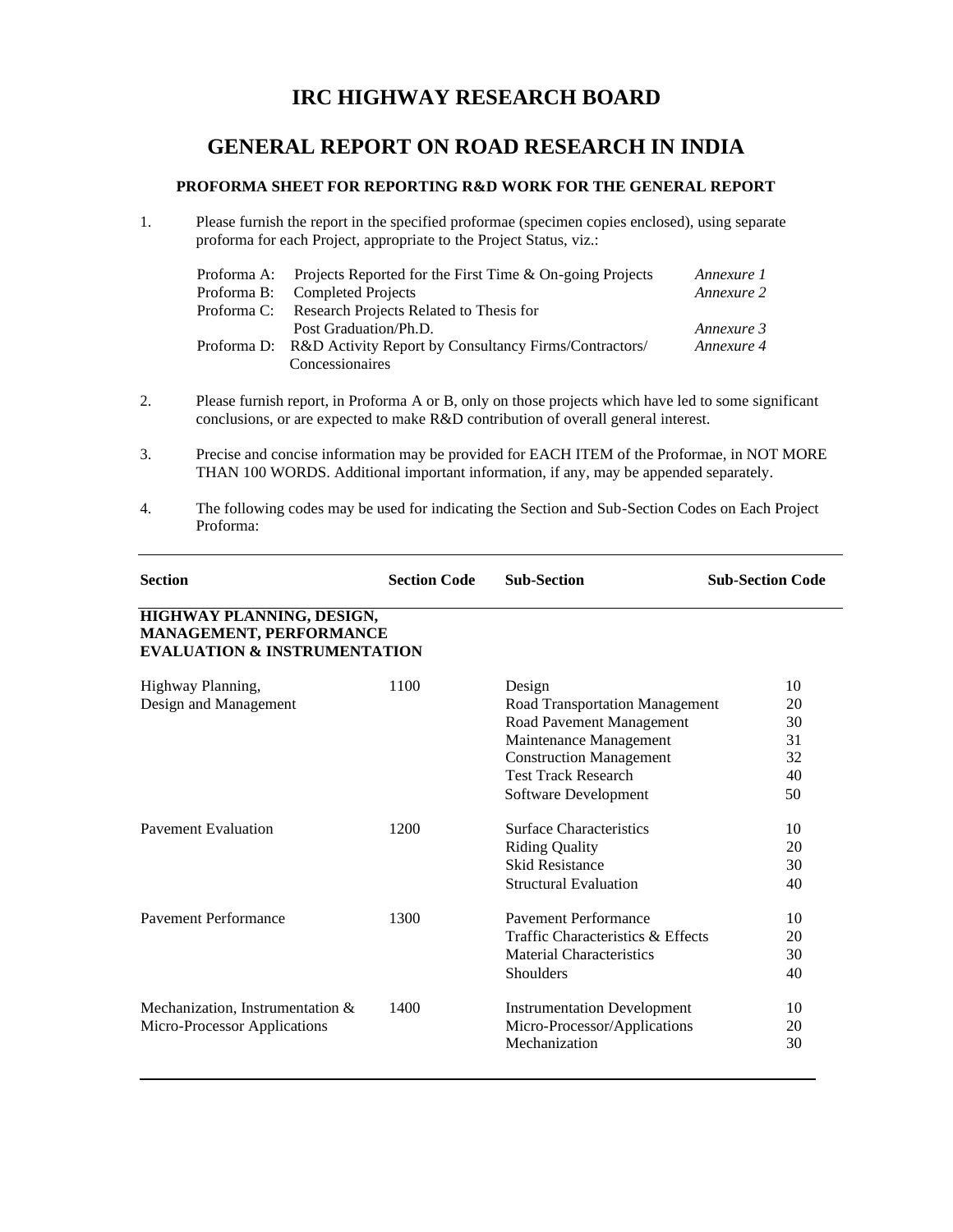# IRC HIGHWAY RESEARCH BOARD

## GENERAL REPORT ON ROAD RESEARCH IN INDIA

### PROFORMA SHEET FOR REPORTING R&D WORK FOR THE GENERAL REPORT

1. Please furnish the report in the specified proformae (specimen copies enclosed), using separate proforma for each Project, appropriate to the Project Status, viz.:

| | | |
|---|---|---|
| Proforma A: | Projects Reported for the First Time & On-going Projects | *Annexure 1* |
| Proforma B: | Completed Projects | *Annexure 2* |
| Proforma C: | Research Projects Related to Thesis for Post Graduation/Ph.D. | *Annexure 3* |
| Proforma D: | R&D Activity Report by Consultancy Firms/Contractors/ Concessionaires | *Annexure 4* |

2. Please furnish report, in Proforma A or B, only on those projects which have led to some significant conclusions, or are expected to make R&D contribution of overall general interest.

3. Precise and concise information may be provided for EACH ITEM of the Proformae, in NOT MORE THAN 100 WORDS. Additional important information, if any, may be appended separately.

4. The following codes may be used for indicating the Section and Sub-Section Codes on Each Project Proforma:

| Section | Section Code | Sub-Section | Sub-Section Code |
|---|---|---|---|
| **HIGHWAY PLANNING, DESIGN, MANAGEMENT, PERFORMANCE EVALUATION & INSTRUMENTATION** | | | |
| Highway Planning, Design and Management | 1100 | Design | 10 |
| | | Road Transportation Management | 20 |
| | | Road Pavement Management | 30 |
| | | Maintenance Management | 31 |
| | | Construction Management | 32 |
| | | Test Track Research | 40 |
| | | Software Development | 50 |
| Pavement Evaluation | 1200 | Surface Characteristics | 10 |
| | | Riding Quality | 20 |
| | | Skid Resistance | 30 |
| | | Structural Evaluation | 40 |
| Pavement Performance | 1300 | Pavement Performance | 10 |
| | | Traffic Characteristics & Effects | 20 |
| | | Material Characteristics | 30 |
| | | Shoulders | 40 |
| Mechanization, Instrumentation & Micro-Processor Applications | 1400 | Instrumentation Development | 10 |
| | | Micro-Processor/Applications | 20 |
| | | Mechanization | 30 |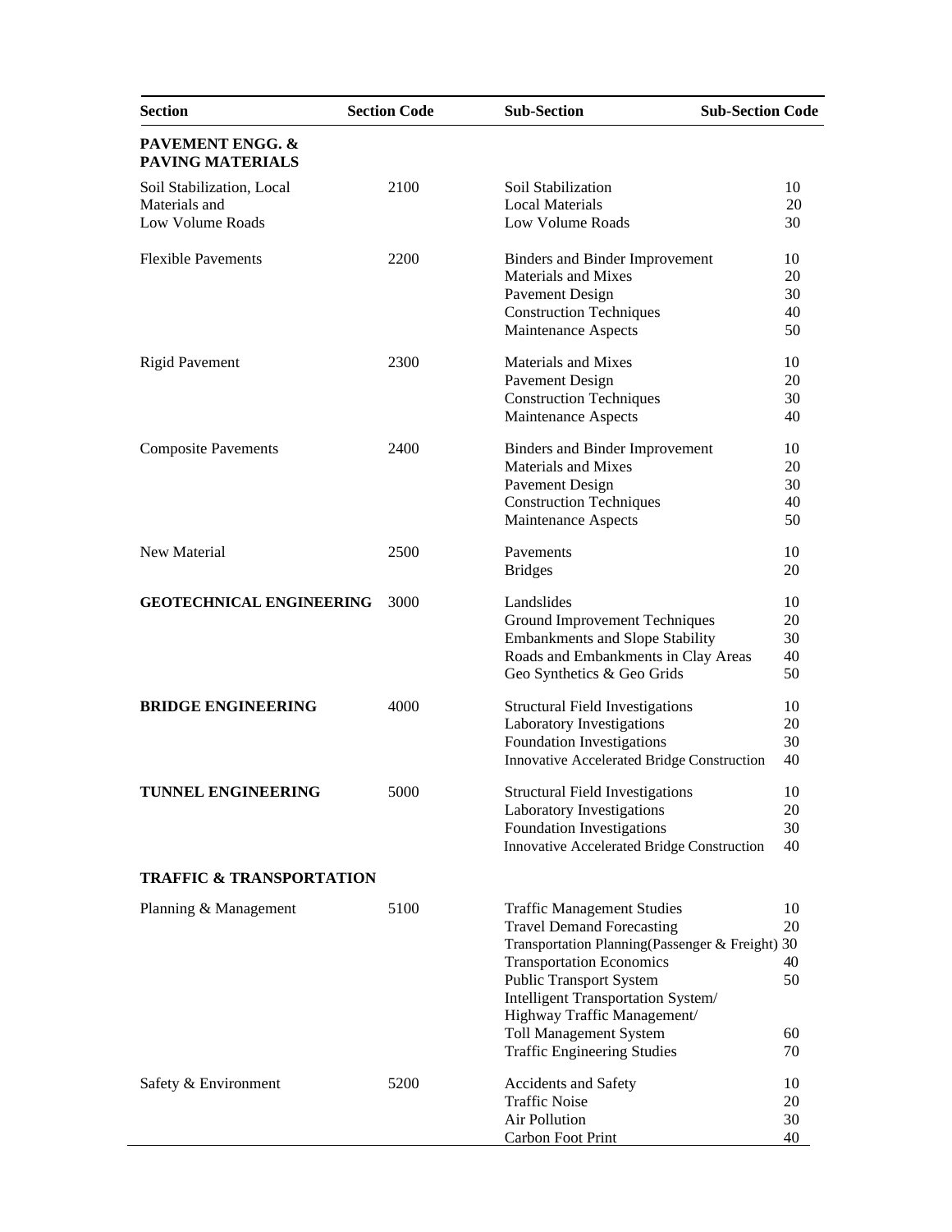| Section | Section Code | Sub-Section | Sub-Section Code |
|---|---|---|---|
| **PAVEMENT ENGG. & PAVING MATERIALS** | | | |
| Soil Stabilization, Local Materials and Low Volume Roads | 2100 | Soil Stabilization | 10 |
| | | Local Materials | 20 |
| | | Low Volume Roads | 30 |
| Flexible Pavements | 2200 | Binders and Binder Improvement | 10 |
| | | Materials and Mixes | 20 |
| | | Pavement Design | 30 |
| | | Construction Techniques | 40 |
| | | Maintenance Aspects | 50 |
| Rigid Pavement | 2300 | Materials and Mixes | 10 |
| | | Pavement Design | 20 |
| | | Construction Techniques | 30 |
| | | Maintenance Aspects | 40 |
| Composite Pavements | 2400 | Binders and Binder Improvement | 10 |
| | | Materials and Mixes | 20 |
| | | Pavement Design | 30 |
| | | Construction Techniques | 40 |
| | | Maintenance Aspects | 50 |
| New Material | 2500 | Pavements | 10 |
| | | Bridges | 20 |
| **GEOTECHNICAL ENGINEERING** | 3000 | Landslides | 10 |
| | | Ground Improvement Techniques | 20 |
| | | Embankments and Slope Stability | 30 |
| | | Roads and Embankments in Clay Areas | 40 |
| | | Geo Synthetics & Geo Grids | 50 |
| **BRIDGE ENGINEERING** | 4000 | Structural Field Investigations | 10 |
| | | Laboratory Investigations | 20 |
| | | Foundation Investigations | 30 |
| | | Innovative Accelerated Bridge Construction | 40 |
| **TUNNEL ENGINEERING** | 5000 | Structural Field Investigations | 10 |
| | | Laboratory Investigations | 20 |
| | | Foundation Investigations | 30 |
| | | Innovative Accelerated Bridge Construction | 40 |
| **TRAFFIC & TRANSPORTATION** | | | |
| Planning & Management | 5100 | Traffic Management Studies | 10 |
| | | Travel Demand Forecasting | 20 |
| | | Transportation Planning(Passenger & Freight) | 30 |
| | | Transportation Economics | 40 |
| | | Public Transport System | 50 |
| | | Intelligent Transportation System/ Highway Traffic Management/ Toll Management System | 60 |
| | | Traffic Engineering Studies | 70 |
| Safety & Environment | 5200 | Accidents and Safety | 10 |
| | | Traffic Noise | 20 |
| | | Air Pollution | 30 |
| | | Carbon Foot Print | 40 |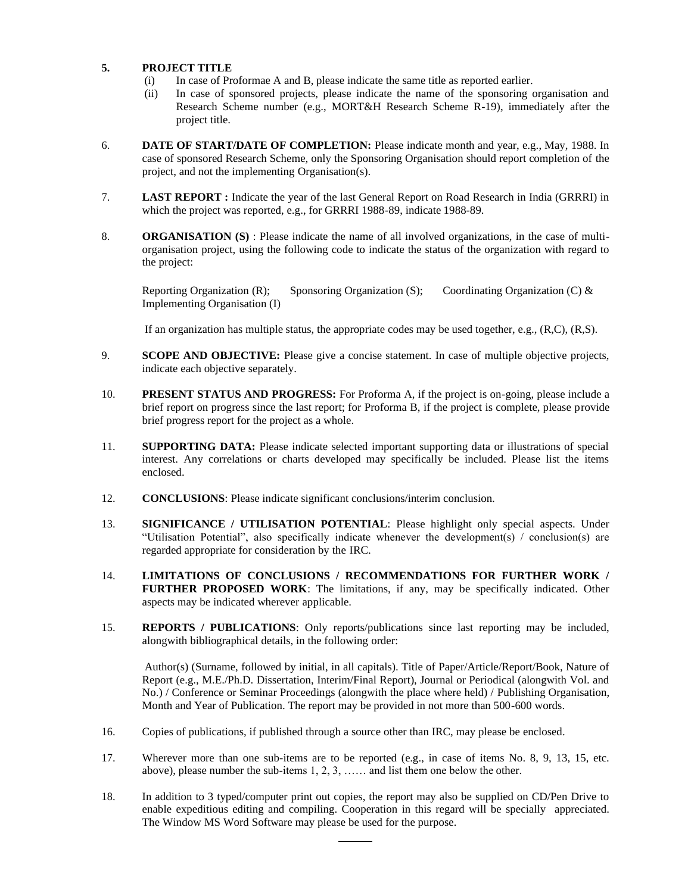5. **PROJECT TITLE**
   (i) In case of Proformae A and B, please indicate the same title as reported earlier.
   (ii) In case of sponsored projects, please indicate the name of the sponsoring organisation and Research Scheme number (e.g., MORT&H Research Scheme R-19), immediately after the project title.

6. **DATE OF START/DATE OF COMPLETION:** Please indicate month and year, e.g., May, 1988. In case of sponsored Research Scheme, only the Sponsoring Organisation should report completion of the project, and not the implementing Organisation(s).

7. **LAST REPORT :** Indicate the year of the last General Report on Road Research in India (GRRRI) in which the project was reported, e.g., for GRRRI 1988-89, indicate 1988-89.

8. **ORGANISATION (S)** : Please indicate the name of all involved organizations, in the case of multi-organisation project, using the following code to indicate the status of the organization with regard to the project:

   Reporting Organization (R); Sponsoring Organization (S); Coordinating Organization (C) & Implementing Organisation (I)

   If an organization has multiple status, the appropriate codes may be used together, e.g., (R,C), (R,S).

9. **SCOPE AND OBJECTIVE:** Please give a concise statement. In case of multiple objective projects, indicate each objective separately.

10. **PRESENT STATUS AND PROGRESS:** For Proforma A, if the project is on-going, please include a brief report on progress since the last report; for Proforma B, if the project is complete, please provide brief progress report for the project as a whole.

11. **SUPPORTING DATA:** Please indicate selected important supporting data or illustrations of special interest. Any correlations or charts developed may specifically be included. Please list the items enclosed.

12. **CONCLUSIONS**: Please indicate significant conclusions/interim conclusion.

13. **SIGNIFICANCE / UTILISATION POTENTIAL**: Please highlight only special aspects. Under "Utilisation Potential", also specifically indicate whenever the development(s) / conclusion(s) are regarded appropriate for consideration by the IRC.

14. **LIMITATIONS OF CONCLUSIONS / RECOMMENDATIONS FOR FURTHER WORK / FURTHER PROPOSED WORK**: The limitations, if any, may be specifically indicated. Other aspects may be indicated wherever applicable.

15. **REPORTS / PUBLICATIONS**: Only reports/publications since last reporting may be included, alongwith bibliographical details, in the following order:

    Author(s) (Surname, followed by initial, in all capitals). Title of Paper/Article/Report/Book, Nature of Report (e.g., M.E./Ph.D. Dissertation, Interim/Final Report), Journal or Periodical (alongwith Vol. and No.) / Conference or Seminar Proceedings (alongwith the place where held) / Publishing Organisation, Month and Year of Publication. The report may be provided in not more than 500-600 words.

16. Copies of publications, if published through a source other than IRC, may please be enclosed.

17. Wherever more than one sub-items are to be reported (e.g., in case of items No. 8, 9, 13, 15, etc. above), please number the sub-items 1, 2, 3, …… and list them one below the other.

18. In addition to 3 typed/computer print out copies, the report may also be supplied on CD/Pen Drive to enable expeditious editing and compiling. Cooperation in this regard will be specially appreciated. The Window MS Word Software may please be used for the purpose.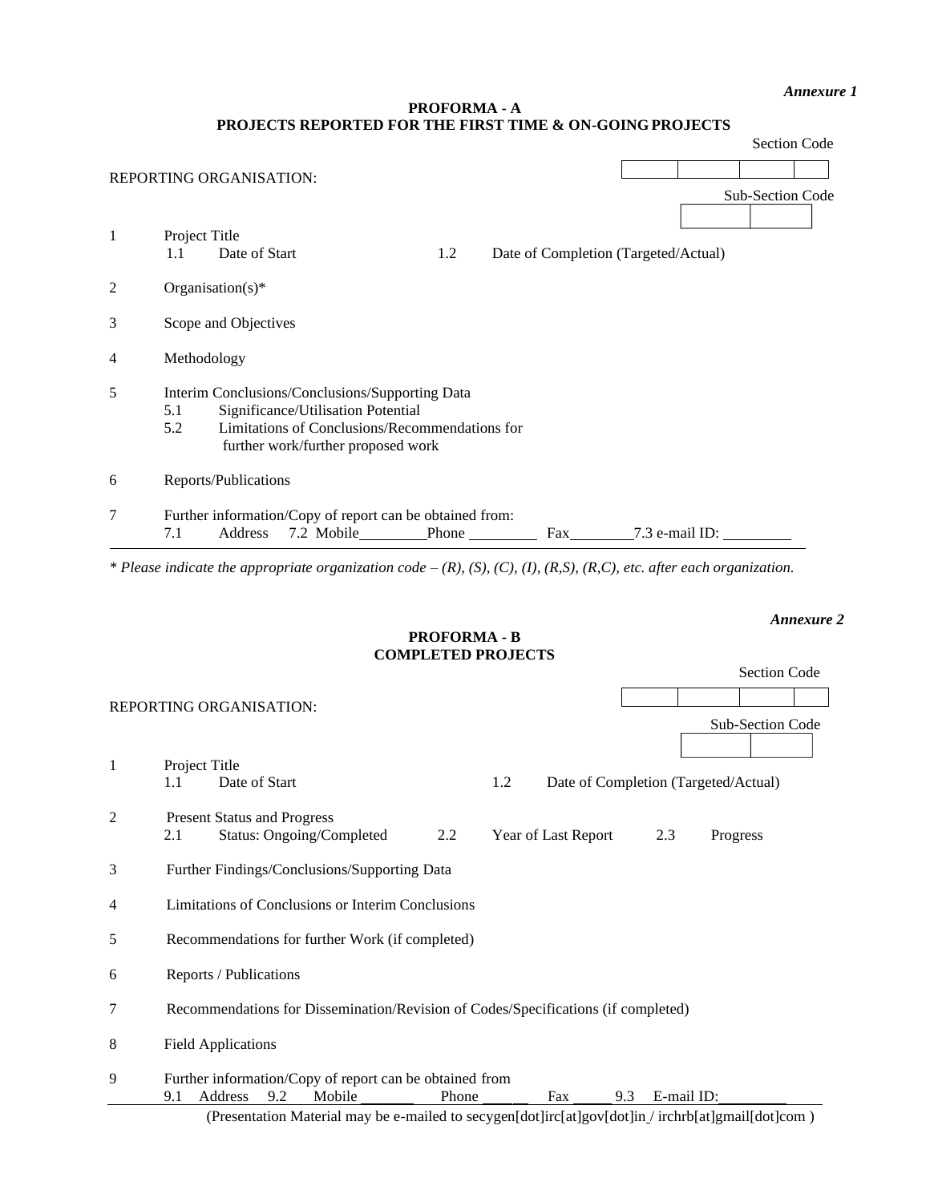*Annexure 1*

## PROFORMA - A
## PROJECTS REPORTED FOR THE FIRST TIME & ON-GOING PROJECTS

Section Code

REPORTING ORGANISATION:

Sub-Section Code

1 Project Title
   1.1 Date of Start   1.2 Date of Completion (Targeted/Actual)

2 Organisation(s)*

3 Scope and Objectives

4 Methodology

5 Interim Conclusions/Conclusions/Supporting Data
   5.1 Significance/Utilisation Potential
   5.2 Limitations of Conclusions/Recommendations for further work/further proposed work

6 Reports/Publications

7 Further information/Copy of report can be obtained from:
   7.1 Address 7.2 Mobile_________ Phone _________ Fax________ 7.3 e-mail ID: _________

*\* Please indicate the appropriate organization code – (R), (S), (C), (I), (R,S), (R,C), etc. after each organization.*

*Annexure 2*

## PROFORMA - B
## COMPLETED PROJECTS

Section Code

REPORTING ORGANISATION:

Sub-Section Code

1 Project Title
   1.1 Date of Start   1.2 Date of Completion (Targeted/Actual)

2 Present Status and Progress
   2.1 Status: Ongoing/Completed   2.2 Year of Last Report   2.3 Progress

3 Further Findings/Conclusions/Supporting Data

4 Limitations of Conclusions or Interim Conclusions

5 Recommendations for further Work (if completed)

6 Reports / Publications

7 Recommendations for Dissemination/Revision of Codes/Specifications (if completed)

8 Field Applications

9 Further information/Copy of report can be obtained from
   9.1 Address 9.2 Mobile _______ Phone ______ Fax _____ 9.3 E-mail ID: _________

(Presentation Material may be e-mailed to secygen[dot]irc[at]gov[dot]in / irchrb[at]gmail[dot]com )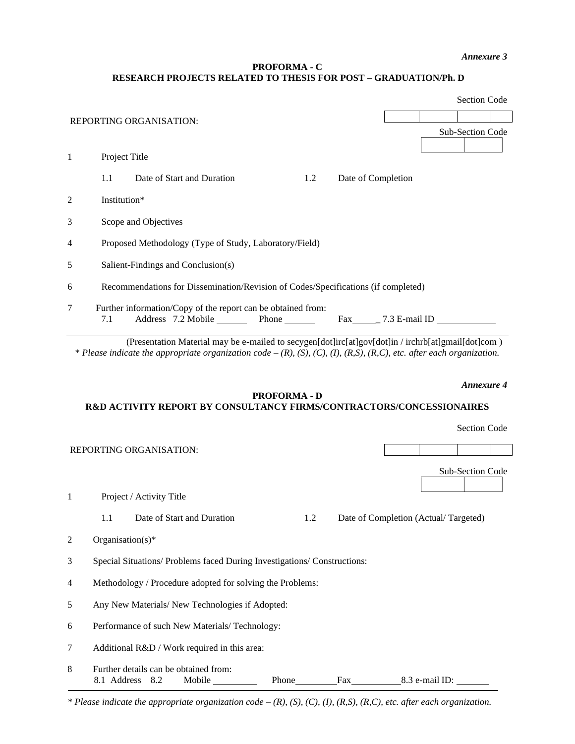*Annexure 3*

**PROFORMA - C**

**RESEARCH PROJECTS RELATED TO THESIS FOR POST – GRADUATION/Ph. D**

Section Code

REPORTING ORGANISATION:

Sub-Section Code

1 Project Title

1.1 Date of Start and Duration 1.2 Date of Completion

2 Institution*

3 Scope and Objectives

4 Proposed Methodology (Type of Study, Laboratory/Field)

5 Salient-Findings and Conclusion(s)

6 Recommendations for Dissemination/Revision of Codes/Specifications (if completed)

7 Further information/Copy of the report can be obtained from:
7.1 Address 7.2 Mobile ______ Phone ______ Fax______ 7.3 E-mail ID ____________

(Presentation Material may be e-mailed to secygen[dot]irc[at]gov[dot]in / irchrb[at]gmail[dot]com )

*\* Please indicate the appropriate organization code – (R), (S), (C), (I), (R,S), (R,C), etc. after each organization.*

*Annexure 4*

**PROFORMA - D**

**R&D ACTIVITY REPORT BY CONSULTANCY FIRMS/CONTRACTORS/CONCESSIONAIRES**

Section Code

REPORTING ORGANISATION:

Sub-Section Code

1 Project / Activity Title

1.1 Date of Start and Duration 1.2 Date of Completion (Actual/ Targeted)

2 Organisation(s)*

3 Special Situations/ Problems faced During Investigations/ Constructions:

4 Methodology / Procedure adopted for solving the Problems:

5 Any New Materials/ New Technologies if Adopted:

6 Performance of such New Materials/ Technology:

7 Additional R&D / Work required in this area:

8 Further details can be obtained from:
8.1 Address 8.2 Mobile _________ Phone_________ Fax__________ 8.3 e-mail ID: _______

*\* Please indicate the appropriate organization code – (R), (S), (C), (I), (R,S), (R,C), etc. after each organization.*